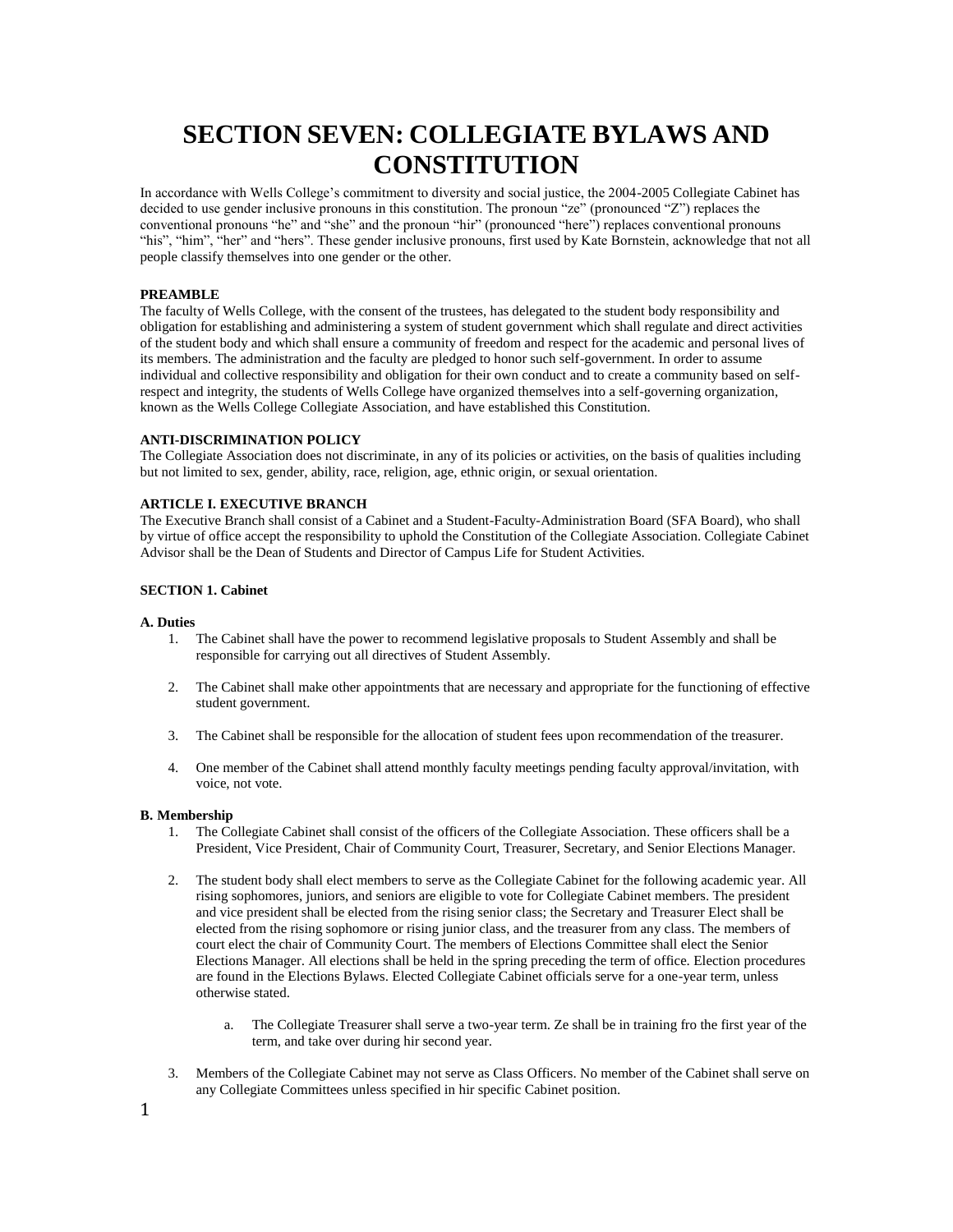# SECTION SEVEN: COLLEGIATE BYLAWS AND CONSTITUTION

In accordance with Wells College's commitment to diversity and social justice, the 2004-2005 Collegiate Cabinet has decided to use gender inclusive pronouns in this constitution. The pronoun "ze" (pronounced "Z") replaces the conventional pronouns "he" and "she" and the pronoun "hir" (pronounced "here") replaces conventional pronouns "his", "him", "her" and "hers". These gender inclusive pronouns, first used by Kate Bornstein, acknowledge that not all people classify themselves into one gender or the other.

**PREAMBLE**

The faculty of Wells College, with the consent of the trustees, has delegated to the student body responsibility and obligation for establishing and administering a system of student government which shall regulate and direct activities of the student body and which shall ensure a community of freedom and respect for the academic and personal lives of its members. The administration and the faculty are pledged to honor such self-government. In order to assume individual and collective responsibility and obligation for their own conduct and to create a community based on self-respect and integrity, the students of Wells College have organized themselves into a self-governing organization, known as the Wells College Collegiate Association, and have established this Constitution.

**ANTI-DISCRIMINATION POLICY**

The Collegiate Association does not discriminate, in any of its policies or activities, on the basis of qualities including but not limited to sex, gender, ability, race, religion, age, ethnic origin, or sexual orientation.

**ARTICLE I. EXECUTIVE BRANCH**

The Executive Branch shall consist of a Cabinet and a Student-Faculty-Administration Board (SFA Board), who shall by virtue of office accept the responsibility to uphold the Constitution of the Collegiate Association. Collegiate Cabinet Advisor shall be the Dean of Students and Director of Campus Life for Student Activities.

**SECTION 1. Cabinet**

**A. Duties**

1. The Cabinet shall have the power to recommend legislative proposals to Student Assembly and shall be responsible for carrying out all directives of Student Assembly.

2. The Cabinet shall make other appointments that are necessary and appropriate for the functioning of effective student government.

3. The Cabinet shall be responsible for the allocation of student fees upon recommendation of the treasurer.

4. One member of the Cabinet shall attend monthly faculty meetings pending faculty approval/invitation, with voice, not vote.

**B. Membership**

1. The Collegiate Cabinet shall consist of the officers of the Collegiate Association. These officers shall be a President, Vice President, Chair of Community Court, Treasurer, Secretary, and Senior Elections Manager.

2. The student body shall elect members to serve as the Collegiate Cabinet for the following academic year. All rising sophomores, juniors, and seniors are eligible to vote for Collegiate Cabinet members. The president and vice president shall be elected from the rising senior class; the Secretary and Treasurer Elect shall be elected from the rising sophomore or rising junior class, and the treasurer from any class. The members of court elect the chair of Community Court. The members of Elections Committee shall elect the Senior Elections Manager. All elections shall be held in the spring preceding the term of office. Election procedures are found in the Elections Bylaws. Elected Collegiate Cabinet officials serve for a one-year term, unless otherwise stated.

   a. The Collegiate Treasurer shall serve a two-year term. Ze shall be in training fro the first year of the term, and take over during hir second year.

3. Members of the Collegiate Cabinet may not serve as Class Officers. No member of the Cabinet shall serve on any Collegiate Committees unless specified in hir specific Cabinet position.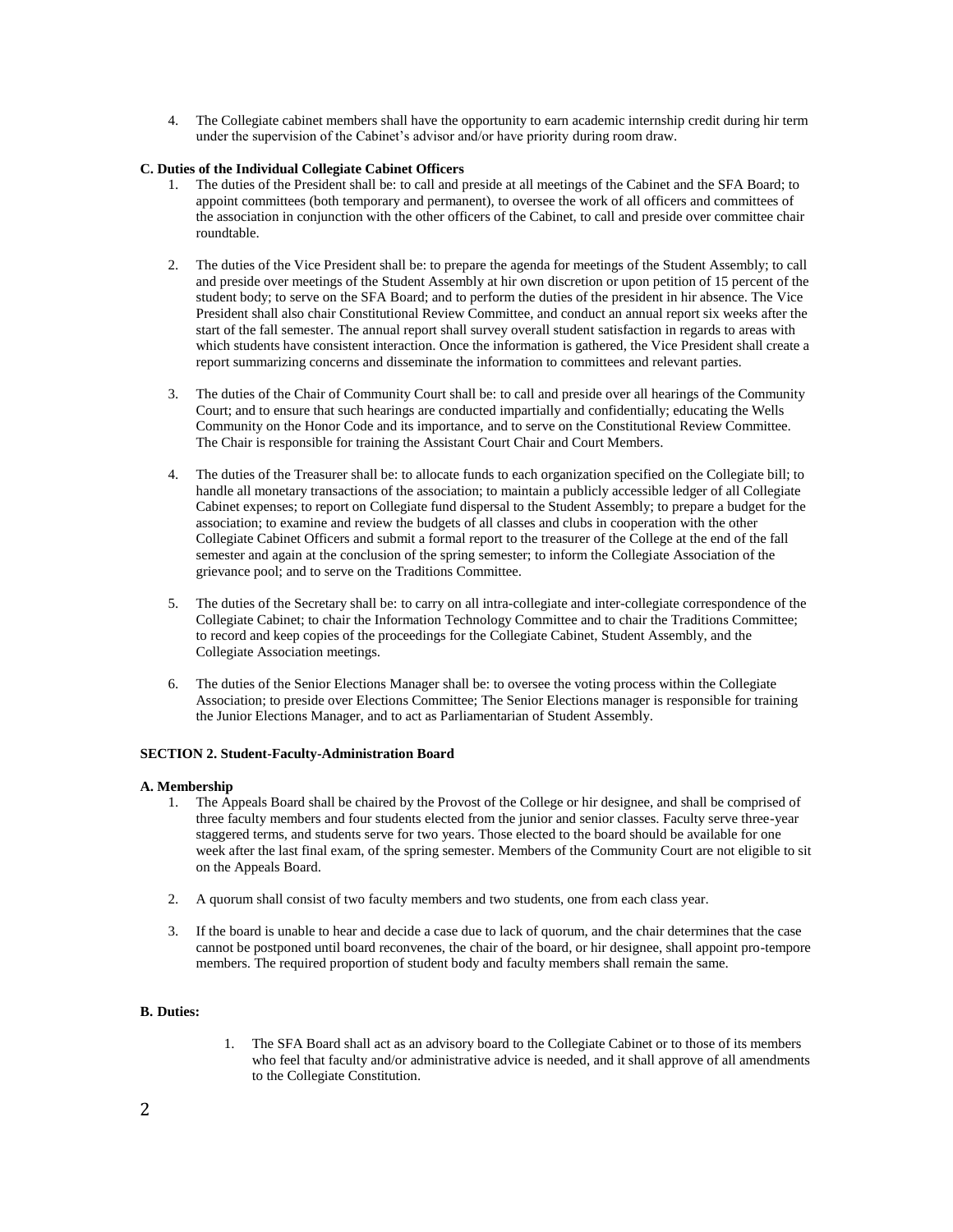4. The Collegiate cabinet members shall have the opportunity to earn academic internship credit during hir term under the supervision of the Cabinet's advisor and/or have priority during room draw.

**C. Duties of the Individual Collegiate Cabinet Officers**

1. The duties of the President shall be: to call and preside at all meetings of the Cabinet and the SFA Board; to appoint committees (both temporary and permanent), to oversee the work of all officers and committees of the association in conjunction with the other officers of the Cabinet, to call and preside over committee chair roundtable.

2. The duties of the Vice President shall be: to prepare the agenda for meetings of the Student Assembly; to call and preside over meetings of the Student Assembly at hir own discretion or upon petition of 15 percent of the student body; to serve on the SFA Board; and to perform the duties of the president in hir absence. The Vice President shall also chair Constitutional Review Committee, and conduct an annual report six weeks after the start of the fall semester. The annual report shall survey overall student satisfaction in regards to areas with which students have consistent interaction. Once the information is gathered, the Vice President shall create a report summarizing concerns and disseminate the information to committees and relevant parties.

3. The duties of the Chair of Community Court shall be: to call and preside over all hearings of the Community Court; and to ensure that such hearings are conducted impartially and confidentially; educating the Wells Community on the Honor Code and its importance, and to serve on the Constitutional Review Committee. The Chair is responsible for training the Assistant Court Chair and Court Members.

4. The duties of the Treasurer shall be: to allocate funds to each organization specified on the Collegiate bill; to handle all monetary transactions of the association; to maintain a publicly accessible ledger of all Collegiate Cabinet expenses; to report on Collegiate fund dispersal to the Student Assembly; to prepare a budget for the association; to examine and review the budgets of all classes and clubs in cooperation with the other Collegiate Cabinet Officers and submit a formal report to the treasurer of the College at the end of the fall semester and again at the conclusion of the spring semester; to inform the Collegiate Association of the grievance pool; and to serve on the Traditions Committee.

5. The duties of the Secretary shall be: to carry on all intra-collegiate and inter-collegiate correspondence of the Collegiate Cabinet; to chair the Information Technology Committee and to chair the Traditions Committee; to record and keep copies of the proceedings for the Collegiate Cabinet, Student Assembly, and the Collegiate Association meetings.

6. The duties of the Senior Elections Manager shall be: to oversee the voting process within the Collegiate Association; to preside over Elections Committee; The Senior Elections manager is responsible for training the Junior Elections Manager, and to act as Parliamentarian of Student Assembly.

**SECTION 2. Student-Faculty-Administration Board**

**A. Membership**

1. The Appeals Board shall be chaired by the Provost of the College or hir designee, and shall be comprised of three faculty members and four students elected from the junior and senior classes. Faculty serve three-year staggered terms, and students serve for two years. Those elected to the board should be available for one week after the last final exam, of the spring semester. Members of the Community Court are not eligible to sit on the Appeals Board.

2. A quorum shall consist of two faculty members and two students, one from each class year.

3. If the board is unable to hear and decide a case due to lack of quorum, and the chair determines that the case cannot be postponed until board reconvenes, the chair of the board, or hir designee, shall appoint pro-tempore members. The required proportion of student body and faculty members shall remain the same.

**B. Duties:**

1. The SFA Board shall act as an advisory board to the Collegiate Cabinet or to those of its members who feel that faculty and/or administrative advice is needed, and it shall approve of all amendments to the Collegiate Constitution.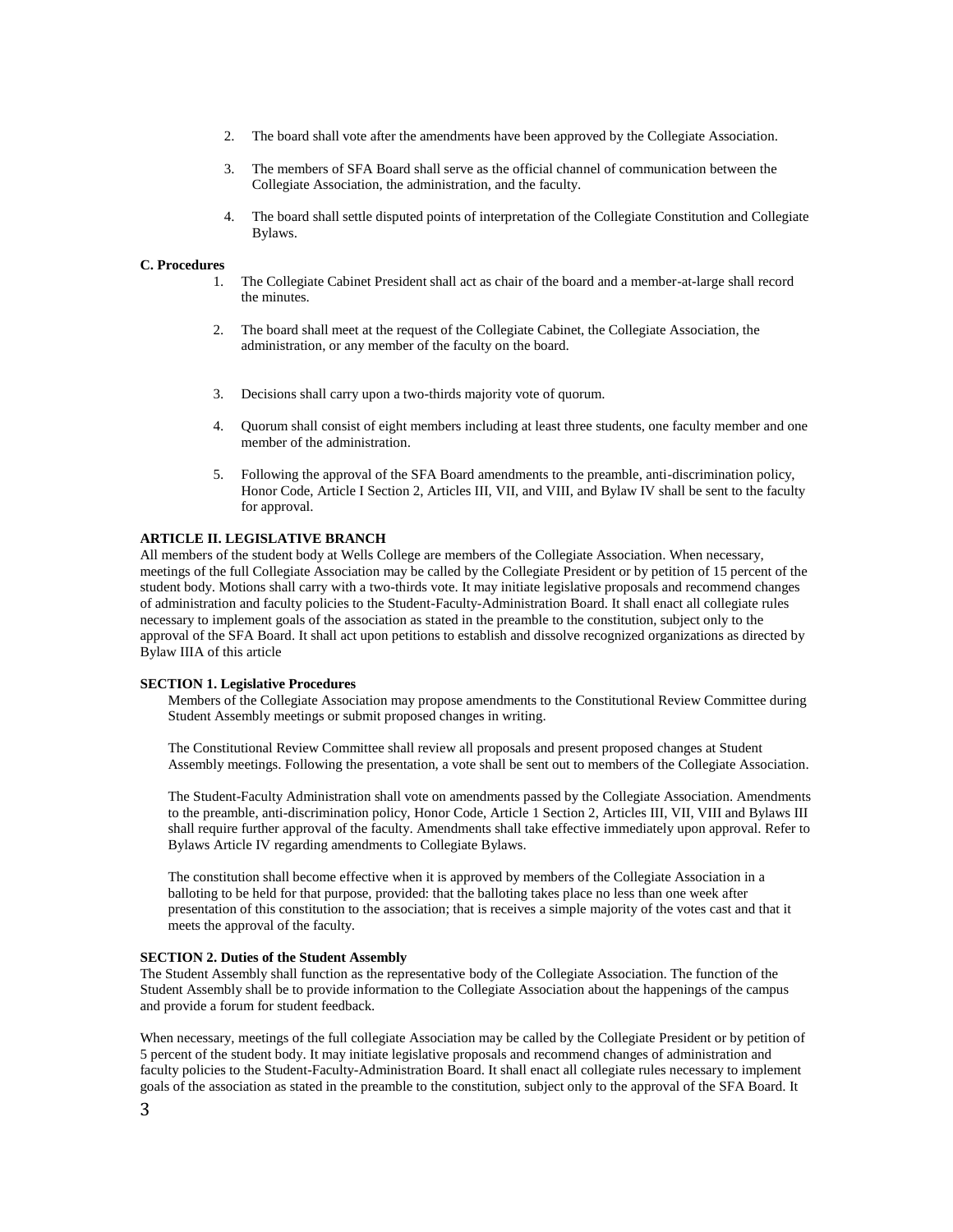2. The board shall vote after the amendments have been approved by the Collegiate Association.

3. The members of SFA Board shall serve as the official channel of communication between the Collegiate Association, the administration, and the faculty.

4. The board shall settle disputed points of interpretation of the Collegiate Constitution and Collegiate Bylaws.

**C. Procedures**

1. The Collegiate Cabinet President shall act as chair of the board and a member-at-large shall record the minutes.

2. The board shall meet at the request of the Collegiate Cabinet, the Collegiate Association, the administration, or any member of the faculty on the board.

3. Decisions shall carry upon a two-thirds majority vote of quorum.

4. Quorum shall consist of eight members including at least three students, one faculty member and one member of the administration.

5. Following the approval of the SFA Board amendments to the preamble, anti-discrimination policy, Honor Code, Article I Section 2, Articles III, VII, and VIII, and Bylaw IV shall be sent to the faculty for approval.

**ARTICLE II. LEGISLATIVE BRANCH**

All members of the student body at Wells College are members of the Collegiate Association. When necessary, meetings of the full Collegiate Association may be called by the Collegiate President or by petition of 15 percent of the student body. Motions shall carry with a two-thirds vote. It may initiate legislative proposals and recommend changes of administration and faculty policies to the Student-Faculty-Administration Board. It shall enact all collegiate rules necessary to implement goals of the association as stated in the preamble to the constitution, subject only to the approval of the SFA Board. It shall act upon petitions to establish and dissolve recognized organizations as directed by Bylaw IIIA of this article

**SECTION 1. Legislative Procedures**

Members of the Collegiate Association may propose amendments to the Constitutional Review Committee during Student Assembly meetings or submit proposed changes in writing.

The Constitutional Review Committee shall review all proposals and present proposed changes at Student Assembly meetings. Following the presentation, a vote shall be sent out to members of the Collegiate Association.

The Student-Faculty Administration shall vote on amendments passed by the Collegiate Association. Amendments to the preamble, anti-discrimination policy, Honor Code, Article 1 Section 2, Articles III, VII, VIII and Bylaws III shall require further approval of the faculty. Amendments shall take effective immediately upon approval. Refer to Bylaws Article IV regarding amendments to Collegiate Bylaws.

The constitution shall become effective when it is approved by members of the Collegiate Association in a balloting to be held for that purpose, provided: that the balloting takes place no less than one week after presentation of this constitution to the association; that is receives a simple majority of the votes cast and that it meets the approval of the faculty.

**SECTION 2. Duties of the Student Assembly**

The Student Assembly shall function as the representative body of the Collegiate Association. The function of the Student Assembly shall be to provide information to the Collegiate Association about the happenings of the campus and provide a forum for student feedback.

When necessary, meetings of the full collegiate Association may be called by the Collegiate President or by petition of 5 percent of the student body. It may initiate legislative proposals and recommend changes of administration and faculty policies to the Student-Faculty-Administration Board. It shall enact all collegiate rules necessary to implement goals of the association as stated in the preamble to the constitution, subject only to the approval of the SFA Board. It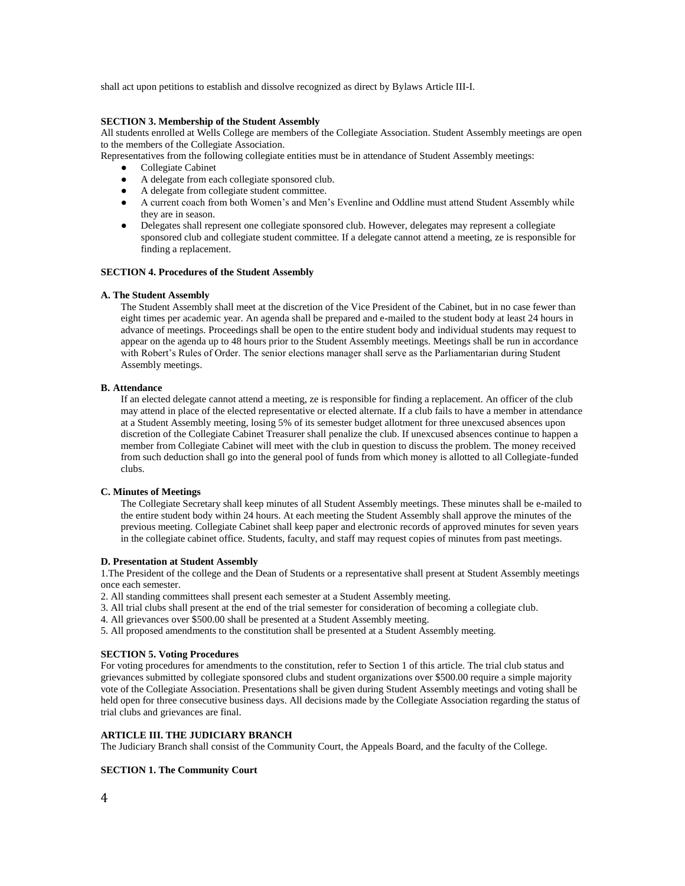shall act upon petitions to establish and dissolve recognized as direct by Bylaws Article III-I.

**SECTION 3. Membership of the Student Assembly**

All students enrolled at Wells College are members of the Collegiate Association. Student Assembly meetings are open to the members of the Collegiate Association.

Representatives from the following collegiate entities must be in attendance of Student Assembly meetings:

- Collegiate Cabinet
- A delegate from each collegiate sponsored club.
- A delegate from collegiate student committee.
- A current coach from both Women's and Men's Evenline and Oddline must attend Student Assembly while they are in season.
- Delegates shall represent one collegiate sponsored club. However, delegates may represent a collegiate sponsored club and collegiate student committee. If a delegate cannot attend a meeting, ze is responsible for finding a replacement.

**SECTION 4. Procedures of the Student Assembly**

**A. The Student Assembly**

The Student Assembly shall meet at the discretion of the Vice President of the Cabinet, but in no case fewer than eight times per academic year. An agenda shall be prepared and e-mailed to the student body at least 24 hours in advance of meetings. Proceedings shall be open to the entire student body and individual students may request to appear on the agenda up to 48 hours prior to the Student Assembly meetings. Meetings shall be run in accordance with Robert's Rules of Order. The senior elections manager shall serve as the Parliamentarian during Student Assembly meetings.

**B. Attendance**

If an elected delegate cannot attend a meeting, ze is responsible for finding a replacement. An officer of the club may attend in place of the elected representative or elected alternate. If a club fails to have a member in attendance at a Student Assembly meeting, losing 5% of its semester budget allotment for three unexcused absences upon discretion of the Collegiate Cabinet Treasurer shall penalize the club. If unexcused absences continue to happen a member from Collegiate Cabinet will meet with the club in question to discuss the problem. The money received from such deduction shall go into the general pool of funds from which money is allotted to all Collegiate-funded clubs.

**C. Minutes of Meetings**

The Collegiate Secretary shall keep minutes of all Student Assembly meetings. These minutes shall be e-mailed to the entire student body within 24 hours. At each meeting the Student Assembly shall approve the minutes of the previous meeting. Collegiate Cabinet shall keep paper and electronic records of approved minutes for seven years in the collegiate cabinet office. Students, faculty, and staff may request copies of minutes from past meetings.

**D. Presentation at Student Assembly**

1.The President of the college and the Dean of Students or a representative shall present at Student Assembly meetings once each semester.

2. All standing committees shall present each semester at a Student Assembly meeting.

3. All trial clubs shall present at the end of the trial semester for consideration of becoming a collegiate club.

4. All grievances over $500.00 shall be presented at a Student Assembly meeting.

5. All proposed amendments to the constitution shall be presented at a Student Assembly meeting.

**SECTION 5. Voting Procedures**

For voting procedures for amendments to the constitution, refer to Section 1 of this article. The trial club status and grievances submitted by collegiate sponsored clubs and student organizations over $500.00 require a simple majority vote of the Collegiate Association. Presentations shall be given during Student Assembly meetings and voting shall be held open for three consecutive business days. All decisions made by the Collegiate Association regarding the status of trial clubs and grievances are final.

**ARTICLE III. THE JUDICIARY BRANCH**

The Judiciary Branch shall consist of the Community Court, the Appeals Board, and the faculty of the College.

**SECTION 1. The Community Court**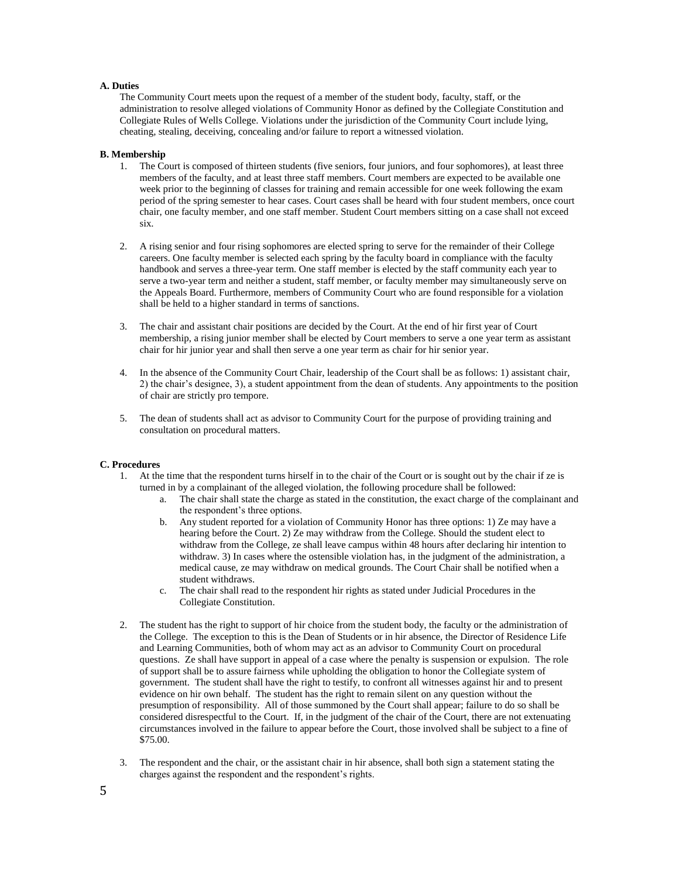**A. Duties**

The Community Court meets upon the request of a member of the student body, faculty, staff, or the administration to resolve alleged violations of Community Honor as defined by the Collegiate Constitution and Collegiate Rules of Wells College. Violations under the jurisdiction of the Community Court include lying, cheating, stealing, deceiving, concealing and/or failure to report a witnessed violation.

**B. Membership**

1. The Court is composed of thirteen students (five seniors, four juniors, and four sophomores), at least three members of the faculty, and at least three staff members. Court members are expected to be available one week prior to the beginning of classes for training and remain accessible for one week following the exam period of the spring semester to hear cases. Court cases shall be heard with four student members, once court chair, one faculty member, and one staff member. Student Court members sitting on a case shall not exceed six.

2. A rising senior and four rising sophomores are elected spring to serve for the remainder of their College careers. One faculty member is selected each spring by the faculty board in compliance with the faculty handbook and serves a three-year term. One staff member is elected by the staff community each year to serve a two-year term and neither a student, staff member, or faculty member may simultaneously serve on the Appeals Board. Furthermore, members of Community Court who are found responsible for a violation shall be held to a higher standard in terms of sanctions.

3. The chair and assistant chair positions are decided by the Court. At the end of hir first year of Court membership, a rising junior member shall be elected by Court members to serve a one year term as assistant chair for hir junior year and shall then serve a one year term as chair for hir senior year.

4. In the absence of the Community Court Chair, leadership of the Court shall be as follows: 1) assistant chair, 2) the chair's designee, 3), a student appointment from the dean of students. Any appointments to the position of chair are strictly pro tempore.

5. The dean of students shall act as advisor to Community Court for the purpose of providing training and consultation on procedural matters.

**C. Procedures**

1. At the time that the respondent turns hirself in to the chair of the Court or is sought out by the chair if ze is turned in by a complainant of the alleged violation, the following procedure shall be followed:
    a. The chair shall state the charge as stated in the constitution, the exact charge of the complainant and the respondent's three options.
    b. Any student reported for a violation of Community Honor has three options: 1) Ze may have a hearing before the Court. 2) Ze may withdraw from the College. Should the student elect to withdraw from the College, ze shall leave campus within 48 hours after declaring hir intention to withdraw. 3) In cases where the ostensible violation has, in the judgment of the administration, a medical cause, ze may withdraw on medical grounds. The Court Chair shall be notified when a student withdraws.
    c. The chair shall read to the respondent hir rights as stated under Judicial Procedures in the Collegiate Constitution.

2. The student has the right to support of hir choice from the student body, the faculty or the administration of the College. The exception to this is the Dean of Students or in hir absence, the Director of Residence Life and Learning Communities, both of whom may act as an advisor to Community Court on procedural questions. Ze shall have support in appeal of a case where the penalty is suspension or expulsion. The role of support shall be to assure fairness while upholding the obligation to honor the Collegiate system of government. The student shall have the right to testify, to confront all witnesses against hir and to present evidence on hir own behalf. The student has the right to remain silent on any question without the presumption of responsibility. All of those summoned by the Court shall appear; failure to do so shall be considered disrespectful to the Court. If, in the judgment of the chair of the Court, there are not extenuating circumstances involved in the failure to appear before the Court, those involved shall be subject to a fine of $75.00.

3. The respondent and the chair, or the assistant chair in hir absence, shall both sign a statement stating the charges against the respondent and the respondent's rights.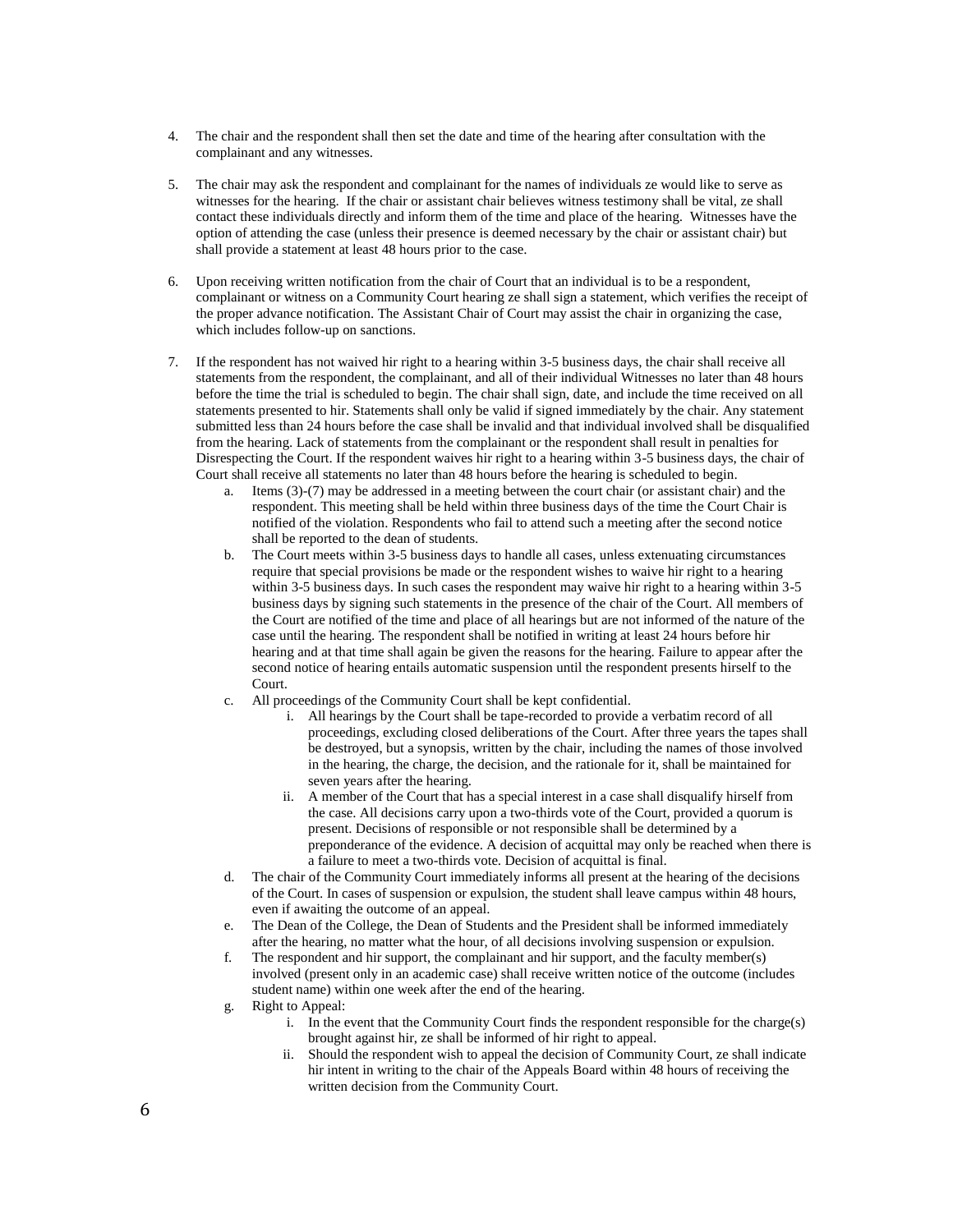4. The chair and the respondent shall then set the date and time of the hearing after consultation with the complainant and any witnesses.

5. The chair may ask the respondent and complainant for the names of individuals ze would like to serve as witnesses for the hearing. If the chair or assistant chair believes witness testimony shall be vital, ze shall contact these individuals directly and inform them of the time and place of the hearing. Witnesses have the option of attending the case (unless their presence is deemed necessary by the chair or assistant chair) but shall provide a statement at least 48 hours prior to the case.

6. Upon receiving written notification from the chair of Court that an individual is to be a respondent, complainant or witness on a Community Court hearing ze shall sign a statement, which verifies the receipt of the proper advance notification. The Assistant Chair of Court may assist the chair in organizing the case, which includes follow-up on sanctions.

7. If the respondent has not waived hir right to a hearing within 3-5 business days, the chair shall receive all statements from the respondent, the complainant, and all of their individual Witnesses no later than 48 hours before the time the trial is scheduled to begin. The chair shall sign, date, and include the time received on all statements presented to hir. Statements shall only be valid if signed immediately by the chair. Any statement submitted less than 24 hours before the case shall be invalid and that individual involved shall be disqualified from the hearing. Lack of statements from the complainant or the respondent shall result in penalties for Disrespecting the Court. If the respondent waives hir right to a hearing within 3-5 business days, the chair of Court shall receive all statements no later than 48 hours before the hearing is scheduled to begin.
   a. Items (3)-(7) may be addressed in a meeting between the court chair (or assistant chair) and the respondent. This meeting shall be held within three business days of the time the Court Chair is notified of the violation. Respondents who fail to attend such a meeting after the second notice shall be reported to the dean of students.
   b. The Court meets within 3-5 business days to handle all cases, unless extenuating circumstances require that special provisions be made or the respondent wishes to waive hir right to a hearing within 3-5 business days. In such cases the respondent may waive hir right to a hearing within 3-5 business days by signing such statements in the presence of the chair of the Court. All members of the Court are notified of the time and place of all hearings but are not informed of the nature of the case until the hearing. The respondent shall be notified in writing at least 24 hours before hir hearing and at that time shall again be given the reasons for the hearing. Failure to appear after the second notice of hearing entails automatic suspension until the respondent presents hirself to the Court.
   c. All proceedings of the Community Court shall be kept confidential.
      i. All hearings by the Court shall be tape-recorded to provide a verbatim record of all proceedings, excluding closed deliberations of the Court. After three years the tapes shall be destroyed, but a synopsis, written by the chair, including the names of those involved in the hearing, the charge, the decision, and the rationale for it, shall be maintained for seven years after the hearing.
      ii. A member of the Court that has a special interest in a case shall disqualify hirself from the case. All decisions carry upon a two-thirds vote of the Court, provided a quorum is present. Decisions of responsible or not responsible shall be determined by a preponderance of the evidence. A decision of acquittal may only be reached when there is a failure to meet a two-thirds vote. Decision of acquittal is final.
   d. The chair of the Community Court immediately informs all present at the hearing of the decisions of the Court. In cases of suspension or expulsion, the student shall leave campus within 48 hours, even if awaiting the outcome of an appeal.
   e. The Dean of the College, the Dean of Students and the President shall be informed immediately after the hearing, no matter what the hour, of all decisions involving suspension or expulsion.
   f. The respondent and hir support, the complainant and hir support, and the faculty member(s) involved (present only in an academic case) shall receive written notice of the outcome (includes student name) within one week after the end of the hearing.
   g. Right to Appeal:
      i. In the event that the Community Court finds the respondent responsible for the charge(s) brought against hir, ze shall be informed of hir right to appeal.
      ii. Should the respondent wish to appeal the decision of Community Court, ze shall indicate hir intent in writing to the chair of the Appeals Board within 48 hours of receiving the written decision from the Community Court.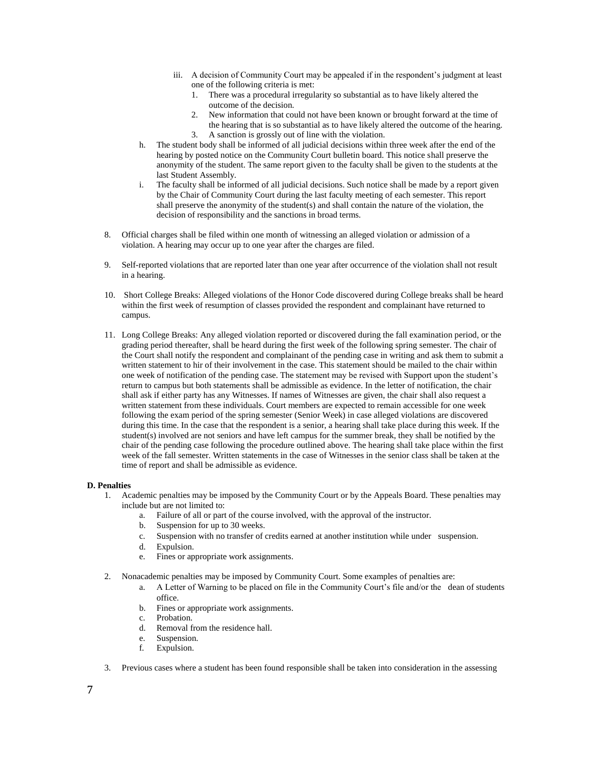iii. A decision of Community Court may be appealed if in the respondent's judgment at least one of the following criteria is met:
      1. There was a procedural irregularity so substantial as to have likely altered the outcome of the decision.
      2. New information that could not have been known or brought forward at the time of the hearing that is so substantial as to have likely altered the outcome of the hearing.
      3. A sanction is grossly out of line with the violation.

h. The student body shall be informed of all judicial decisions within three week after the end of the hearing by posted notice on the Community Court bulletin board. This notice shall preserve the anonymity of the student. The same report given to the faculty shall be given to the students at the last Student Assembly.

i. The faculty shall be informed of all judicial decisions. Such notice shall be made by a report given by the Chair of Community Court during the last faculty meeting of each semester. This report shall preserve the anonymity of the student(s) and shall contain the nature of the violation, the decision of responsibility and the sanctions in broad terms.

8. Official charges shall be filed within one month of witnessing an alleged violation or admission of a violation. A hearing may occur up to one year after the charges are filed.

9. Self-reported violations that are reported later than one year after occurrence of the violation shall not result in a hearing.

10. Short College Breaks: Alleged violations of the Honor Code discovered during College breaks shall be heard within the first week of resumption of classes provided the respondent and complainant have returned to campus.

11. Long College Breaks: Any alleged violation reported or discovered during the fall examination period, or the grading period thereafter, shall be heard during the first week of the following spring semester. The chair of the Court shall notify the respondent and complainant of the pending case in writing and ask them to submit a written statement to hir of their involvement in the case. This statement should be mailed to the chair within one week of notification of the pending case. The statement may be revised with Support upon the student's return to campus but both statements shall be admissible as evidence. In the letter of notification, the chair shall ask if either party has any Witnesses. If names of Witnesses are given, the chair shall also request a written statement from these individuals. Court members are expected to remain accessible for one week following the exam period of the spring semester (Senior Week) in case alleged violations are discovered during this time. In the case that the respondent is a senior, a hearing shall take place during this week. If the student(s) involved are not seniors and have left campus for the summer break, they shall be notified by the chair of the pending case following the procedure outlined above. The hearing shall take place within the first week of the fall semester. Written statements in the case of Witnesses in the senior class shall be taken at the time of report and shall be admissible as evidence.

**D. Penalties**

1. Academic penalties may be imposed by the Community Court or by the Appeals Board. These penalties may include but are not limited to:
   a. Failure of all or part of the course involved, with the approval of the instructor.
   b. Suspension for up to 30 weeks.
   c. Suspension with no transfer of credits earned at another institution while under suspension.
   d. Expulsion.
   e. Fines or appropriate work assignments.

2. Nonacademic penalties may be imposed by Community Court. Some examples of penalties are:
   a. A Letter of Warning to be placed on file in the Community Court's file and/or the dean of students office.
   b. Fines or appropriate work assignments.
   c. Probation.
   d. Removal from the residence hall.
   e. Suspension.
   f. Expulsion.

3. Previous cases where a student has been found responsible shall be taken into consideration in the assessing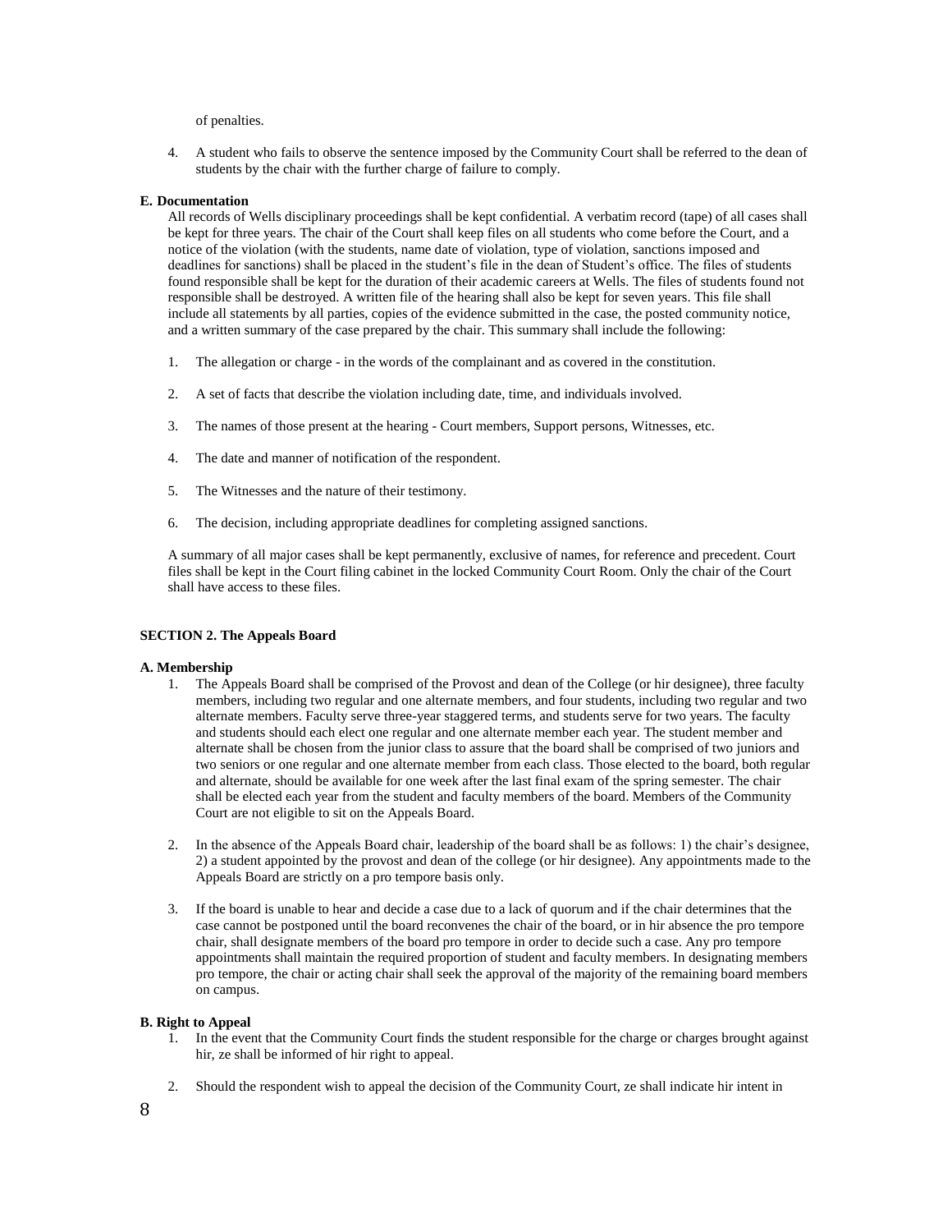of penalties.

4. A student who fails to observe the sentence imposed by the Community Court shall be referred to the dean of students by the chair with the further charge of failure to comply.

**E. Documentation**

All records of Wells disciplinary proceedings shall be kept confidential. A verbatim record (tape) of all cases shall be kept for three years. The chair of the Court shall keep files on all students who come before the Court, and a notice of the violation (with the students, name date of violation, type of violation, sanctions imposed and deadlines for sanctions) shall be placed in the student's file in the dean of Student's office. The files of students found responsible shall be kept for the duration of their academic careers at Wells. The files of students found not responsible shall be destroyed. A written file of the hearing shall also be kept for seven years. This file shall include all statements by all parties, copies of the evidence submitted in the case, the posted community notice, and a written summary of the case prepared by the chair. This summary shall include the following:

1. The allegation or charge - in the words of the complainant and as covered in the constitution.
2. A set of facts that describe the violation including date, time, and individuals involved.
3. The names of those present at the hearing - Court members, Support persons, Witnesses, etc.
4. The date and manner of notification of the respondent.
5. The Witnesses and the nature of their testimony.
6. The decision, including appropriate deadlines for completing assigned sanctions.

A summary of all major cases shall be kept permanently, exclusive of names, for reference and precedent. Court files shall be kept in the Court filing cabinet in the locked Community Court Room. Only the chair of the Court shall have access to these files.

**SECTION 2. The Appeals Board**

**A. Membership**

1. The Appeals Board shall be comprised of the Provost and dean of the College (or hir designee), three faculty members, including two regular and one alternate members, and four students, including two regular and two alternate members. Faculty serve three-year staggered terms, and students serve for two years. The faculty and students should each elect one regular and one alternate member each year. The student member and alternate shall be chosen from the junior class to assure that the board shall be comprised of two juniors and two seniors or one regular and one alternate member from each class. Those elected to the board, both regular and alternate, should be available for one week after the last final exam of the spring semester. The chair shall be elected each year from the student and faculty members of the board. Members of the Community Court are not eligible to sit on the Appeals Board.
2. In the absence of the Appeals Board chair, leadership of the board shall be as follows: 1) the chair's designee, 2) a student appointed by the provost and dean of the college (or hir designee). Any appointments made to the Appeals Board are strictly on a pro tempore basis only.
3. If the board is unable to hear and decide a case due to a lack of quorum and if the chair determines that the case cannot be postponed until the board reconvenes the chair of the board, or in hir absence the pro tempore chair, shall designate members of the board pro tempore in order to decide such a case. Any pro tempore appointments shall maintain the required proportion of student and faculty members. In designating members pro tempore, the chair or acting chair shall seek the approval of the majority of the remaining board members on campus.

**B. Right to Appeal**

1. In the event that the Community Court finds the student responsible for the charge or charges brought against hir, ze shall be informed of hir right to appeal.
2. Should the respondent wish to appeal the decision of the Community Court, ze shall indicate hir intent in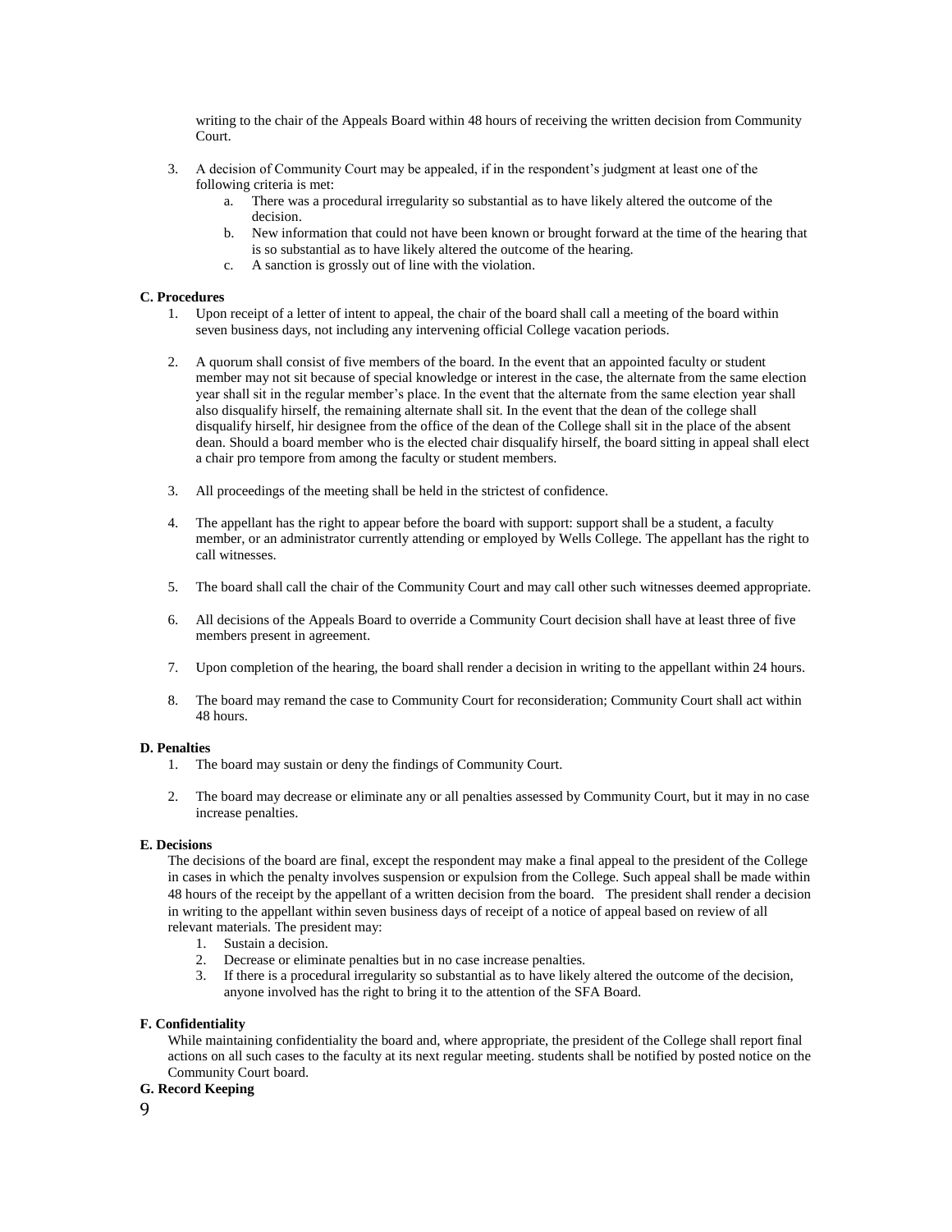writing to the chair of the Appeals Board within 48 hours of receiving the written decision from Community Court.

3. A decision of Community Court may be appealed, if in the respondent's judgment at least one of the following criteria is met:
   a. There was a procedural irregularity so substantial as to have likely altered the outcome of the decision.
   b. New information that could not have been known or brought forward at the time of the hearing that is so substantial as to have likely altered the outcome of the hearing.
   c. A sanction is grossly out of line with the violation.

**C. Procedures**

1. Upon receipt of a letter of intent to appeal, the chair of the board shall call a meeting of the board within seven business days, not including any intervening official College vacation periods.

2. A quorum shall consist of five members of the board. In the event that an appointed faculty or student member may not sit because of special knowledge or interest in the case, the alternate from the same election year shall sit in the regular member's place. In the event that the alternate from the same election year shall also disqualify hirself, the remaining alternate shall sit. In the event that the dean of the college shall disqualify hirself, hir designee from the office of the dean of the College shall sit in the place of the absent dean. Should a board member who is the elected chair disqualify hirself, the board sitting in appeal shall elect a chair pro tempore from among the faculty or student members.

3. All proceedings of the meeting shall be held in the strictest of confidence.

4. The appellant has the right to appear before the board with support: support shall be a student, a faculty member, or an administrator currently attending or employed by Wells College. The appellant has the right to call witnesses.

5. The board shall call the chair of the Community Court and may call other such witnesses deemed appropriate.

6. All decisions of the Appeals Board to override a Community Court decision shall have at least three of five members present in agreement.

7. Upon completion of the hearing, the board shall render a decision in writing to the appellant within 24 hours.

8. The board may remand the case to Community Court for reconsideration; Community Court shall act within 48 hours.

**D. Penalties**

1. The board may sustain or deny the findings of Community Court.

2. The board may decrease or eliminate any or all penalties assessed by Community Court, but it may in no case increase penalties.

**E. Decisions**

The decisions of the board are final, except the respondent may make a final appeal to the president of the College in cases in which the penalty involves suspension or expulsion from the College. Such appeal shall be made within 48 hours of the receipt by the appellant of a written decision from the board. The president shall render a decision in writing to the appellant within seven business days of receipt of a notice of appeal based on review of all relevant materials. The president may:

1. Sustain a decision.
2. Decrease or eliminate penalties but in no case increase penalties.
3. If there is a procedural irregularity so substantial as to have likely altered the outcome of the decision, anyone involved has the right to bring it to the attention of the SFA Board.

**F. Confidentiality**

While maintaining confidentiality the board and, where appropriate, the president of the College shall report final actions on all such cases to the faculty at its next regular meeting. students shall be notified by posted notice on the Community Court board.

**G. Record Keeping**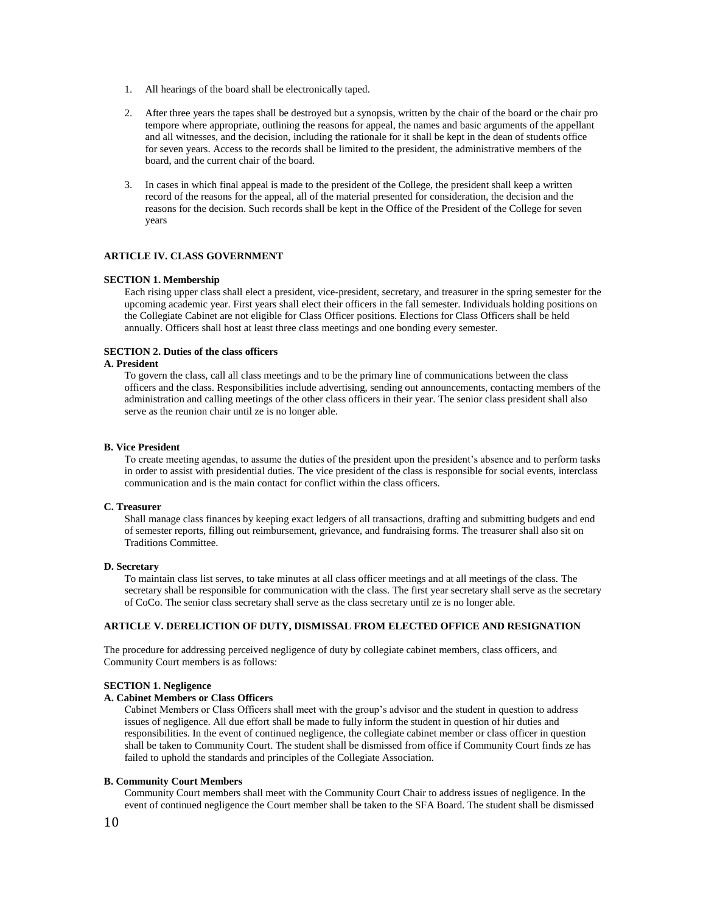1. All hearings of the board shall be electronically taped.

2. After three years the tapes shall be destroyed but a synopsis, written by the chair of the board or the chair pro tempore where appropriate, outlining the reasons for appeal, the names and basic arguments of the appellant and all witnesses, and the decision, including the rationale for it shall be kept in the dean of students office for seven years. Access to the records shall be limited to the president, the administrative members of the board, and the current chair of the board.

3. In cases in which final appeal is made to the president of the College, the president shall keep a written record of the reasons for the appeal, all of the material presented for consideration, the decision and the reasons for the decision. Such records shall be kept in the Office of the President of the College for seven years

## ARTICLE IV. CLASS GOVERNMENT

### SECTION 1. Membership

Each rising upper class shall elect a president, vice-president, secretary, and treasurer in the spring semester for the upcoming academic year. First years shall elect their officers in the fall semester. Individuals holding positions on the Collegiate Cabinet are not eligible for Class Officer positions. Elections for Class Officers shall be held annually. Officers shall host at least three class meetings and one bonding every semester.

### SECTION 2. Duties of the class officers

#### A. President

To govern the class, call all class meetings and to be the primary line of communications between the class officers and the class. Responsibilities include advertising, sending out announcements, contacting members of the administration and calling meetings of the other class officers in their year. The senior class president shall also serve as the reunion chair until ze is no longer able.

#### B. Vice President

To create meeting agendas, to assume the duties of the president upon the president's absence and to perform tasks in order to assist with presidential duties. The vice president of the class is responsible for social events, interclass communication and is the main contact for conflict within the class officers.

#### C. Treasurer

Shall manage class finances by keeping exact ledgers of all transactions, drafting and submitting budgets and end of semester reports, filling out reimbursement, grievance, and fundraising forms. The treasurer shall also sit on Traditions Committee.

#### D. Secretary

To maintain class list serves, to take minutes at all class officer meetings and at all meetings of the class. The secretary shall be responsible for communication with the class. The first year secretary shall serve as the secretary of CoCo. The senior class secretary shall serve as the class secretary until ze is no longer able.

## ARTICLE V. DERELICTION OF DUTY, DISMISSAL FROM ELECTED OFFICE AND RESIGNATION

The procedure for addressing perceived negligence of duty by collegiate cabinet members, class officers, and Community Court members is as follows:

### SECTION 1. Negligence

#### A. Cabinet Members or Class Officers

Cabinet Members or Class Officers shall meet with the group's advisor and the student in question to address issues of negligence. All due effort shall be made to fully inform the student in question of hir duties and responsibilities. In the event of continued negligence, the collegiate cabinet member or class officer in question shall be taken to Community Court. The student shall be dismissed from office if Community Court finds ze has failed to uphold the standards and principles of the Collegiate Association.

#### B. Community Court Members

Community Court members shall meet with the Community Court Chair to address issues of negligence. In the event of continued negligence the Court member shall be taken to the SFA Board. The student shall be dismissed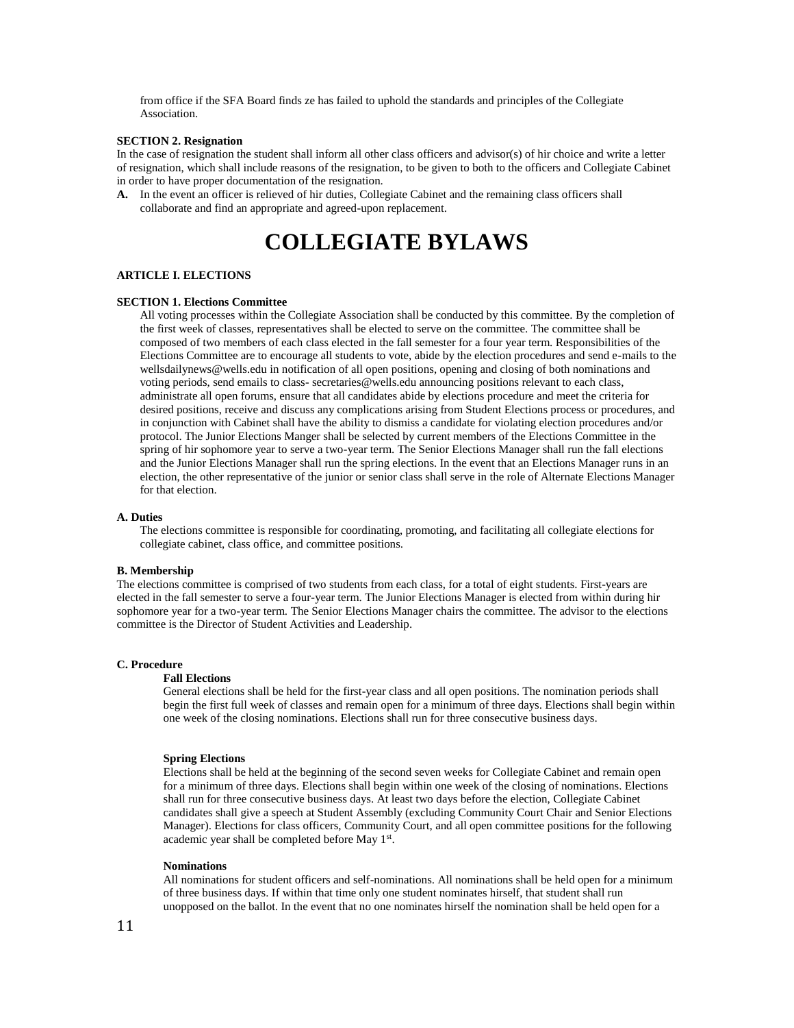from office if the SFA Board finds ze has failed to uphold the standards and principles of the Collegiate Association.

**SECTION 2. Resignation**

In the case of resignation the student shall inform all other class officers and advisor(s) of hir choice and write a letter of resignation, which shall include reasons of the resignation, to be given to both to the officers and Collegiate Cabinet in order to have proper documentation of the resignation.

**A.** In the event an officer is relieved of hir duties, Collegiate Cabinet and the remaining class officers shall collaborate and find an appropriate and agreed-upon replacement.

# COLLEGIATE BYLAWS

**ARTICLE I. ELECTIONS**

**SECTION 1. Elections Committee**

All voting processes within the Collegiate Association shall be conducted by this committee. By the completion of the first week of classes, representatives shall be elected to serve on the committee. The committee shall be composed of two members of each class elected in the fall semester for a four year term. Responsibilities of the Elections Committee are to encourage all students to vote, abide by the election procedures and send e-mails to the wellsdailynews@wells.edu in notification of all open positions, opening and closing of both nominations and voting periods, send emails to class- secretaries@wells.edu announcing positions relevant to each class, administrate all open forums, ensure that all candidates abide by elections procedure and meet the criteria for desired positions, receive and discuss any complications arising from Student Elections process or procedures, and in conjunction with Cabinet shall have the ability to dismiss a candidate for violating election procedures and/or protocol. The Junior Elections Manger shall be selected by current members of the Elections Committee in the spring of hir sophomore year to serve a two-year term. The Senior Elections Manager shall run the fall elections and the Junior Elections Manager shall run the spring elections. In the event that an Elections Manager runs in an election, the other representative of the junior or senior class shall serve in the role of Alternate Elections Manager for that election.

**A. Duties**

The elections committee is responsible for coordinating, promoting, and facilitating all collegiate elections for collegiate cabinet, class office, and committee positions.

**B. Membership**

The elections committee is comprised of two students from each class, for a total of eight students. First-years are elected in the fall semester to serve a four-year term. The Junior Elections Manager is elected from within during hir sophomore year for a two-year term. The Senior Elections Manager chairs the committee. The advisor to the elections committee is the Director of Student Activities and Leadership.

**C. Procedure**

**Fall Elections**

General elections shall be held for the first-year class and all open positions. The nomination periods shall begin the first full week of classes and remain open for a minimum of three days. Elections shall begin within one week of the closing nominations. Elections shall run for three consecutive business days.

**Spring Elections**

Elections shall be held at the beginning of the second seven weeks for Collegiate Cabinet and remain open for a minimum of three days. Elections shall begin within one week of the closing of nominations. Elections shall run for three consecutive business days. At least two days before the election, Collegiate Cabinet candidates shall give a speech at Student Assembly (excluding Community Court Chair and Senior Elections Manager). Elections for class officers, Community Court, and all open committee positions for the following academic year shall be completed before May 1st.

**Nominations**

All nominations for student officers and self-nominations. All nominations shall be held open for a minimum of three business days. If within that time only one student nominates hirself, that student shall run unopposed on the ballot. In the event that no one nominates hirself the nomination shall be held open for a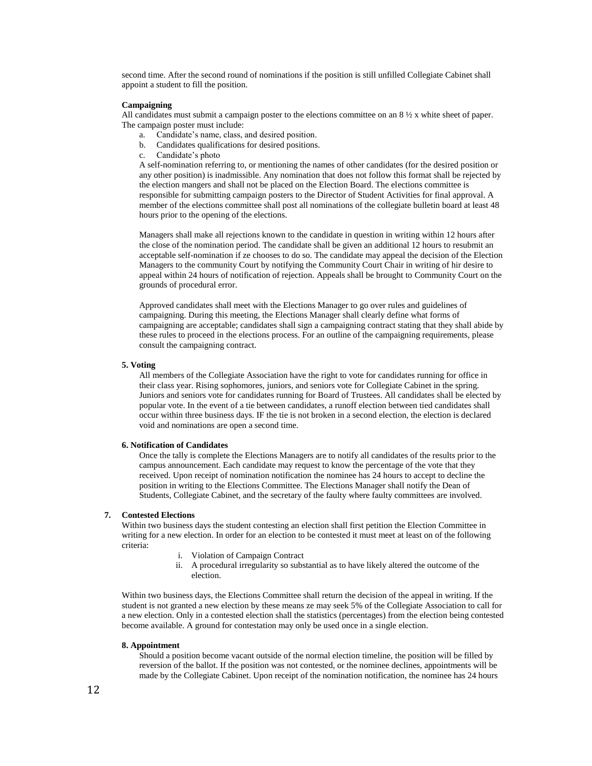second time. After the second round of nominations if the position is still unfilled Collegiate Cabinet shall appoint a student to fill the position.

**Campaigning**

All candidates must submit a campaign poster to the elections committee on an 8 ½ x white sheet of paper. The campaign poster must include:

a. Candidate's name, class, and desired position.
b. Candidates qualifications for desired positions.
c. Candidate's photo

A self-nomination referring to, or mentioning the names of other candidates (for the desired position or any other position) is inadmissible. Any nomination that does not follow this format shall be rejected by the election mangers and shall not be placed on the Election Board. The elections committee is responsible for submitting campaign posters to the Director of Student Activities for final approval. A member of the elections committee shall post all nominations of the collegiate bulletin board at least 48 hours prior to the opening of the elections.

Managers shall make all rejections known to the candidate in question in writing within 12 hours after the close of the nomination period. The candidate shall be given an additional 12 hours to resubmit an acceptable self-nomination if ze chooses to do so. The candidate may appeal the decision of the Election Managers to the community Court by notifying the Community Court Chair in writing of hir desire to appeal within 24 hours of notification of rejection. Appeals shall be brought to Community Court on the grounds of procedural error.

Approved candidates shall meet with the Elections Manager to go over rules and guidelines of campaigning. During this meeting, the Elections Manager shall clearly define what forms of campaigning are acceptable; candidates shall sign a campaigning contract stating that they shall abide by these rules to proceed in the elections process. For an outline of the campaigning requirements, please consult the campaigning contract.

**5. Voting**

All members of the Collegiate Association have the right to vote for candidates running for office in their class year. Rising sophomores, juniors, and seniors vote for Collegiate Cabinet in the spring. Juniors and seniors vote for candidates running for Board of Trustees. All candidates shall be elected by popular vote. In the event of a tie between candidates, a runoff election between tied candidates shall occur within three business days. IF the tie is not broken in a second election, the election is declared void and nominations are open a second time.

**6. Notification of Candidates**

Once the tally is complete the Elections Managers are to notify all candidates of the results prior to the campus announcement. Each candidate may request to know the percentage of the vote that they received. Upon receipt of nomination notification the nominee has 24 hours to accept to decline the position in writing to the Elections Committee. The Elections Manager shall notify the Dean of Students, Collegiate Cabinet, and the secretary of the faulty where faulty committees are involved.

**7. Contested Elections**

Within two business days the student contesting an election shall first petition the Election Committee in writing for a new election. In order for an election to be contested it must meet at least on of the following criteria:

i. Violation of Campaign Contract
ii. A procedural irregularity so substantial as to have likely altered the outcome of the election.

Within two business days, the Elections Committee shall return the decision of the appeal in writing. If the student is not granted a new election by these means ze may seek 5% of the Collegiate Association to call for a new election. Only in a contested election shall the statistics (percentages) from the election being contested become available. A ground for contestation may only be used once in a single election.

**8. Appointment**

Should a position become vacant outside of the normal election timeline, the position will be filled by reversion of the ballot. If the position was not contested, or the nominee declines, appointments will be made by the Collegiate Cabinet. Upon receipt of the nomination notification, the nominee has 24 hours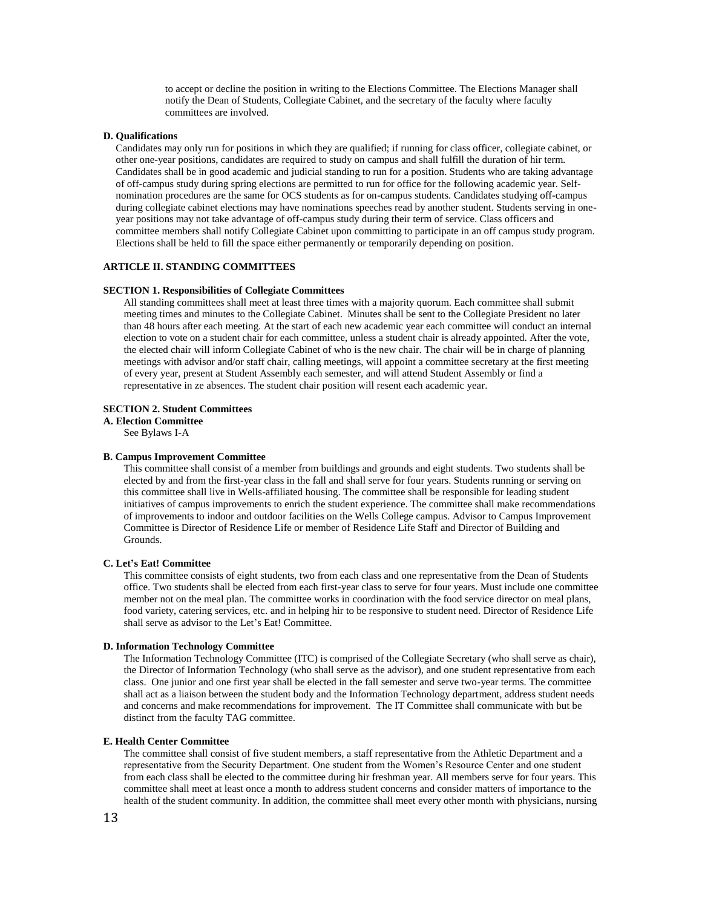to accept or decline the position in writing to the Elections Committee. The Elections Manager shall notify the Dean of Students, Collegiate Cabinet, and the secretary of the faculty where faculty committees are involved.

**D. Qualifications**

Candidates may only run for positions in which they are qualified; if running for class officer, collegiate cabinet, or other one-year positions, candidates are required to study on campus and shall fulfill the duration of hir term. Candidates shall be in good academic and judicial standing to run for a position. Students who are taking advantage of off-campus study during spring elections are permitted to run for office for the following academic year. Self-nomination procedures are the same for OCS students as for on-campus students. Candidates studying off-campus during collegiate cabinet elections may have nominations speeches read by another student. Students serving in one-year positions may not take advantage of off-campus study during their term of service. Class officers and committee members shall notify Collegiate Cabinet upon committing to participate in an off campus study program. Elections shall be held to fill the space either permanently or temporarily depending on position.

## ARTICLE II. STANDING COMMITTEES

### SECTION 1. Responsibilities of Collegiate Committees

All standing committees shall meet at least three times with a majority quorum. Each committee shall submit meeting times and minutes to the Collegiate Cabinet. Minutes shall be sent to the Collegiate President no later than 48 hours after each meeting. At the start of each new academic year each committee will conduct an internal election to vote on a student chair for each committee, unless a student chair is already appointed. After the vote, the elected chair will inform Collegiate Cabinet of who is the new chair. The chair will be in charge of planning meetings with advisor and/or staff chair, calling meetings, will appoint a committee secretary at the first meeting of every year, present at Student Assembly each semester, and will attend Student Assembly or find a representative in ze absences. The student chair position will resent each academic year.

### SECTION 2. Student Committees

**A. Election Committee**

See Bylaws I-A

**B. Campus Improvement Committee**

This committee shall consist of a member from buildings and grounds and eight students. Two students shall be elected by and from the first-year class in the fall and shall serve for four years. Students running or serving on this committee shall live in Wells-affiliated housing. The committee shall be responsible for leading student initiatives of campus improvements to enrich the student experience. The committee shall make recommendations of improvements to indoor and outdoor facilities on the Wells College campus. Advisor to Campus Improvement Committee is Director of Residence Life or member of Residence Life Staff and Director of Building and Grounds.

**C. Let's Eat! Committee**

This committee consists of eight students, two from each class and one representative from the Dean of Students office. Two students shall be elected from each first-year class to serve for four years. Must include one committee member not on the meal plan. The committee works in coordination with the food service director on meal plans, food variety, catering services, etc. and in helping hir to be responsive to student need. Director of Residence Life shall serve as advisor to the Let's Eat! Committee.

**D. Information Technology Committee**

The Information Technology Committee (ITC) is comprised of the Collegiate Secretary (who shall serve as chair), the Director of Information Technology (who shall serve as the advisor), and one student representative from each class. One junior and one first year shall be elected in the fall semester and serve two-year terms. The committee shall act as a liaison between the student body and the Information Technology department, address student needs and concerns and make recommendations for improvement. The IT Committee shall communicate with but be distinct from the faculty TAG committee.

**E. Health Center Committee**

The committee shall consist of five student members, a staff representative from the Athletic Department and a representative from the Security Department. One student from the Women's Resource Center and one student from each class shall be elected to the committee during hir freshman year. All members serve for four years. This committee shall meet at least once a month to address student concerns and consider matters of importance to the health of the student community. In addition, the committee shall meet every other month with physicians, nursing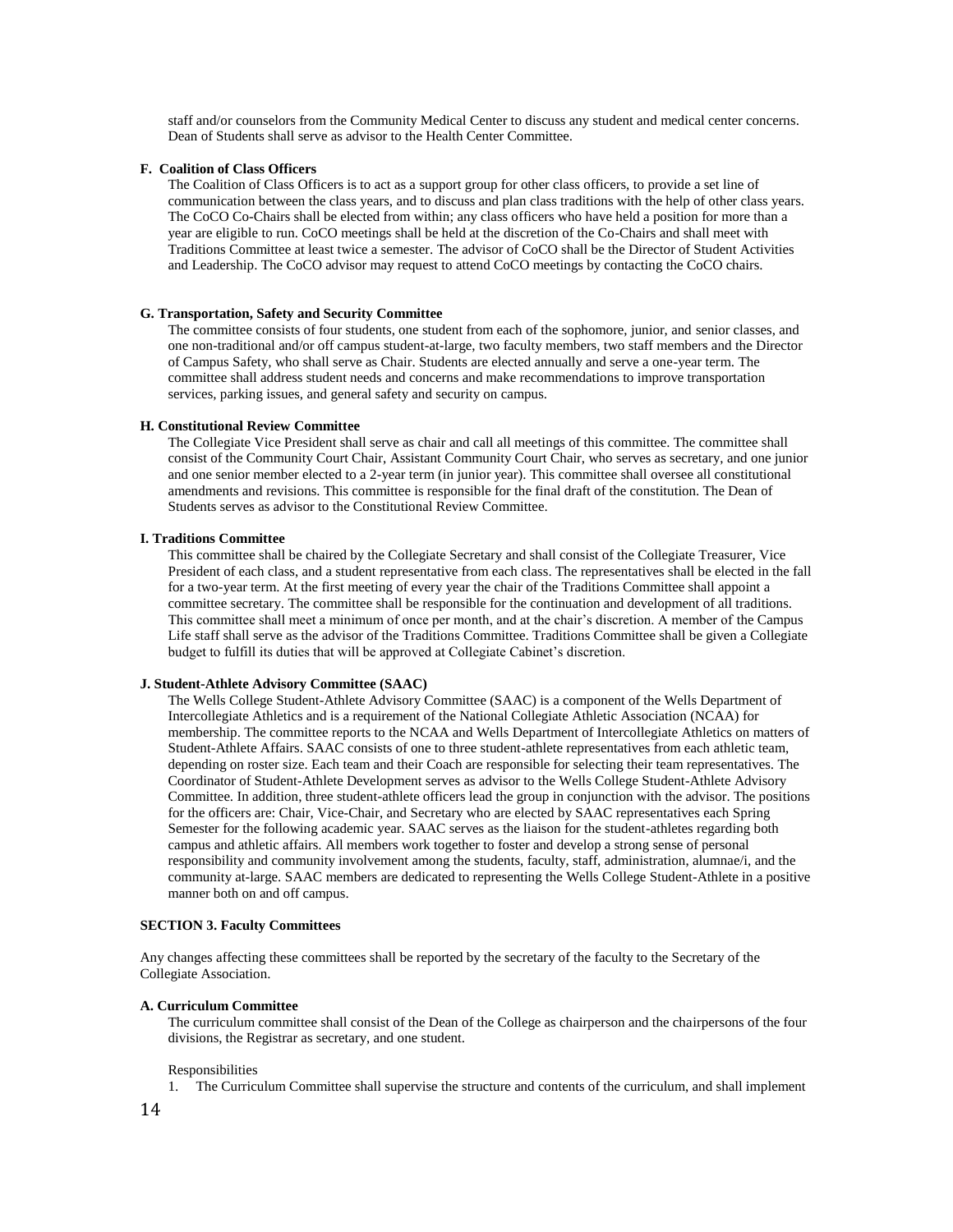staff and/or counselors from the Community Medical Center to discuss any student and medical center concerns. Dean of Students shall serve as advisor to the Health Center Committee.

**F. Coalition of Class Officers**

The Coalition of Class Officers is to act as a support group for other class officers, to provide a set line of communication between the class years, and to discuss and plan class traditions with the help of other class years. The CoCO Co-Chairs shall be elected from within; any class officers who have held a position for more than a year are eligible to run. CoCO meetings shall be held at the discretion of the Co-Chairs and shall meet with Traditions Committee at least twice a semester. The advisor of CoCO shall be the Director of Student Activities and Leadership. The CoCO advisor may request to attend CoCO meetings by contacting the CoCO chairs.

**G. Transportation, Safety and Security Committee**

The committee consists of four students, one student from each of the sophomore, junior, and senior classes, and one non-traditional and/or off campus student-at-large, two faculty members, two staff members and the Director of Campus Safety, who shall serve as Chair. Students are elected annually and serve a one-year term. The committee shall address student needs and concerns and make recommendations to improve transportation services, parking issues, and general safety and security on campus.

**H. Constitutional Review Committee**

The Collegiate Vice President shall serve as chair and call all meetings of this committee. The committee shall consist of the Community Court Chair, Assistant Community Court Chair, who serves as secretary, and one junior and one senior member elected to a 2-year term (in junior year). This committee shall oversee all constitutional amendments and revisions. This committee is responsible for the final draft of the constitution. The Dean of Students serves as advisor to the Constitutional Review Committee.

**I. Traditions Committee**

This committee shall be chaired by the Collegiate Secretary and shall consist of the Collegiate Treasurer, Vice President of each class, and a student representative from each class. The representatives shall be elected in the fall for a two-year term. At the first meeting of every year the chair of the Traditions Committee shall appoint a committee secretary. The committee shall be responsible for the continuation and development of all traditions. This committee shall meet a minimum of once per month, and at the chair's discretion. A member of the Campus Life staff shall serve as the advisor of the Traditions Committee. Traditions Committee shall be given a Collegiate budget to fulfill its duties that will be approved at Collegiate Cabinet's discretion.

**J. Student-Athlete Advisory Committee (SAAC)**

The Wells College Student-Athlete Advisory Committee (SAAC) is a component of the Wells Department of Intercollegiate Athletics and is a requirement of the National Collegiate Athletic Association (NCAA) for membership. The committee reports to the NCAA and Wells Department of Intercollegiate Athletics on matters of Student-Athlete Affairs. SAAC consists of one to three student-athlete representatives from each athletic team, depending on roster size. Each team and their Coach are responsible for selecting their team representatives. The Coordinator of Student-Athlete Development serves as advisor to the Wells College Student-Athlete Advisory Committee. In addition, three student-athlete officers lead the group in conjunction with the advisor. The positions for the officers are: Chair, Vice-Chair, and Secretary who are elected by SAAC representatives each Spring Semester for the following academic year. SAAC serves as the liaison for the student-athletes regarding both campus and athletic affairs. All members work together to foster and develop a strong sense of personal responsibility and community involvement among the students, faculty, staff, administration, alumnae/i, and the community at-large. SAAC members are dedicated to representing the Wells College Student-Athlete in a positive manner both on and off campus.

**SECTION 3. Faculty Committees**

Any changes affecting these committees shall be reported by the secretary of the faculty to the Secretary of the Collegiate Association.

**A. Curriculum Committee**

The curriculum committee shall consist of the Dean of the College as chairperson and the chairpersons of the four divisions, the Registrar as secretary, and one student.

Responsibilities

1. The Curriculum Committee shall supervise the structure and contents of the curriculum, and shall implement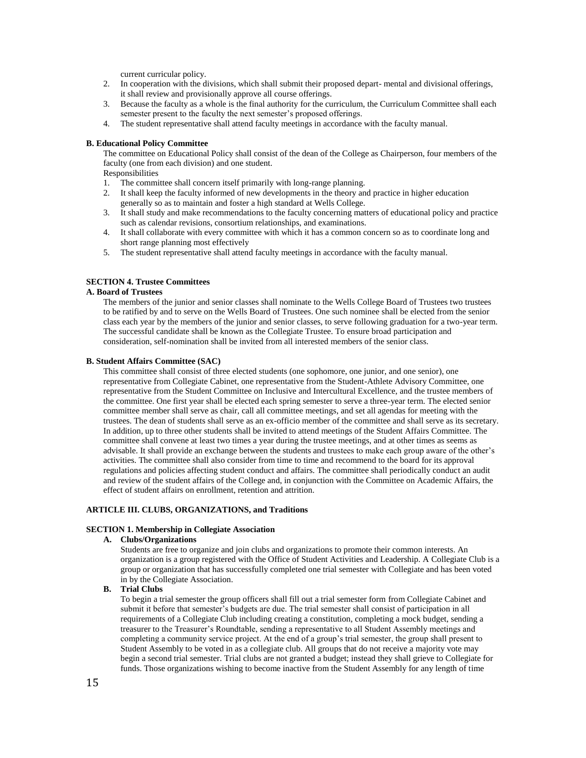current curricular policy.

2. In cooperation with the divisions, which shall submit their proposed depart- mental and divisional offerings, it shall review and provisionally approve all course offerings.
3. Because the faculty as a whole is the final authority for the curriculum, the Curriculum Committee shall each semester present to the faculty the next semester's proposed offerings.
4. The student representative shall attend faculty meetings in accordance with the faculty manual.

**B. Educational Policy Committee**

The committee on Educational Policy shall consist of the dean of the College as Chairperson, four members of the faculty (one from each division) and one student.

Responsibilities

1. The committee shall concern itself primarily with long-range planning.
2. It shall keep the faculty informed of new developments in the theory and practice in higher education generally so as to maintain and foster a high standard at Wells College.
3. It shall study and make recommendations to the faculty concerning matters of educational policy and practice such as calendar revisions, consortium relationships, and examinations.
4. It shall collaborate with every committee with which it has a common concern so as to coordinate long and short range planning most effectively
5. The student representative shall attend faculty meetings in accordance with the faculty manual.

**SECTION 4. Trustee Committees**

**A. Board of Trustees**

The members of the junior and senior classes shall nominate to the Wells College Board of Trustees two trustees to be ratified by and to serve on the Wells Board of Trustees. One such nominee shall be elected from the senior class each year by the members of the junior and senior classes, to serve following graduation for a two-year term. The successful candidate shall be known as the Collegiate Trustee. To ensure broad participation and consideration, self-nomination shall be invited from all interested members of the senior class.

**B. Student Affairs Committee (SAC)**

This committee shall consist of three elected students (one sophomore, one junior, and one senior), one representative from Collegiate Cabinet, one representative from the Student-Athlete Advisory Committee, one representative from the Student Committee on Inclusive and Intercultural Excellence, and the trustee members of the committee. One first year shall be elected each spring semester to serve a three-year term. The elected senior committee member shall serve as chair, call all committee meetings, and set all agendas for meeting with the trustees. The dean of students shall serve as an ex-officio member of the committee and shall serve as its secretary. In addition, up to three other students shall be invited to attend meetings of the Student Affairs Committee. The committee shall convene at least two times a year during the trustee meetings, and at other times as seems as advisable. It shall provide an exchange between the students and trustees to make each group aware of the other's activities. The committee shall also consider from time to time and recommend to the board for its approval regulations and policies affecting student conduct and affairs. The committee shall periodically conduct an audit and review of the student affairs of the College and, in conjunction with the Committee on Academic Affairs, the effect of student affairs on enrollment, retention and attrition.

**ARTICLE III. CLUBS, ORGANIZATIONS, and Traditions**

**SECTION 1. Membership in Collegiate Association**

**A. Clubs/Organizations**

Students are free to organize and join clubs and organizations to promote their common interests. An organization is a group registered with the Office of Student Activities and Leadership. A Collegiate Club is a group or organization that has successfully completed one trial semester with Collegiate and has been voted in by the Collegiate Association.

**B. Trial Clubs**

To begin a trial semester the group officers shall fill out a trial semester form from Collegiate Cabinet and submit it before that semester's budgets are due. The trial semester shall consist of participation in all requirements of a Collegiate Club including creating a constitution, completing a mock budget, sending a treasurer to the Treasurer's Roundtable, sending a representative to all Student Assembly meetings and completing a community service project. At the end of a group's trial semester, the group shall present to Student Assembly to be voted in as a collegiate club. All groups that do not receive a majority vote may begin a second trial semester. Trial clubs are not granted a budget; instead they shall grieve to Collegiate for funds. Those organizations wishing to become inactive from the Student Assembly for any length of time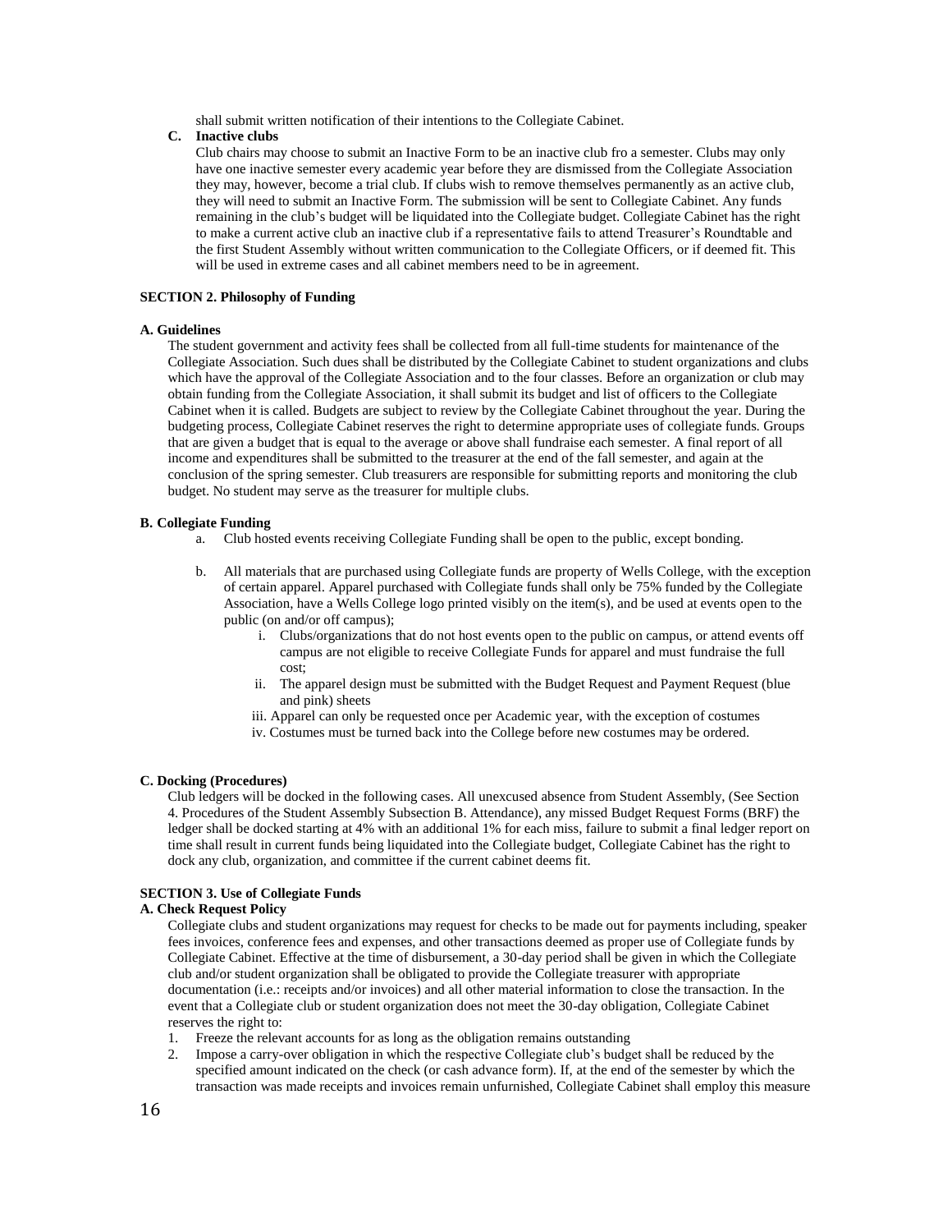shall submit written notification of their intentions to the Collegiate Cabinet.

**C. Inactive clubs**

Club chairs may choose to submit an Inactive Form to be an inactive club fro a semester. Clubs may only have one inactive semester every academic year before they are dismissed from the Collegiate Association they may, however, become a trial club. If clubs wish to remove themselves permanently as an active club, they will need to submit an Inactive Form. The submission will be sent to Collegiate Cabinet. Any funds remaining in the club's budget will be liquidated into the Collegiate budget. Collegiate Cabinet has the right to make a current active club an inactive club if a representative fails to attend Treasurer's Roundtable and the first Student Assembly without written communication to the Collegiate Officers, or if deemed fit. This will be used in extreme cases and all cabinet members need to be in agreement.

**SECTION 2. Philosophy of Funding**

**A. Guidelines**

The student government and activity fees shall be collected from all full-time students for maintenance of the Collegiate Association. Such dues shall be distributed by the Collegiate Cabinet to student organizations and clubs which have the approval of the Collegiate Association and to the four classes. Before an organization or club may obtain funding from the Collegiate Association, it shall submit its budget and list of officers to the Collegiate Cabinet when it is called. Budgets are subject to review by the Collegiate Cabinet throughout the year. During the budgeting process, Collegiate Cabinet reserves the right to determine appropriate uses of collegiate funds. Groups that are given a budget that is equal to the average or above shall fundraise each semester. A final report of all income and expenditures shall be submitted to the treasurer at the end of the fall semester, and again at the conclusion of the spring semester. Club treasurers are responsible for submitting reports and monitoring the club budget. No student may serve as the treasurer for multiple clubs.

**B. Collegiate Funding**

a. Club hosted events receiving Collegiate Funding shall be open to the public, except bonding.

b. All materials that are purchased using Collegiate funds are property of Wells College, with the exception of certain apparel. Apparel purchased with Collegiate funds shall only be 75% funded by the Collegiate Association, have a Wells College logo printed visibly on the item(s), and be used at events open to the public (on and/or off campus);

   i. Clubs/organizations that do not host events open to the public on campus, or attend events off campus are not eligible to receive Collegiate Funds for apparel and must fundraise the full cost;

   ii. The apparel design must be submitted with the Budget Request and Payment Request (blue and pink) sheets

   iii. Apparel can only be requested once per Academic year, with the exception of costumes

   iv. Costumes must be turned back into the College before new costumes may be ordered.

**C. Docking (Procedures)**

Club ledgers will be docked in the following cases. All unexcused absence from Student Assembly, (See Section 4. Procedures of the Student Assembly Subsection B. Attendance), any missed Budget Request Forms (BRF) the ledger shall be docked starting at 4% with an additional 1% for each miss, failure to submit a final ledger report on time shall result in current funds being liquidated into the Collegiate budget, Collegiate Cabinet has the right to dock any club, organization, and committee if the current cabinet deems fit.

**SECTION 3. Use of Collegiate Funds**

**A. Check Request Policy**

Collegiate clubs and student organizations may request for checks to be made out for payments including, speaker fees invoices, conference fees and expenses, and other transactions deemed as proper use of Collegiate funds by Collegiate Cabinet. Effective at the time of disbursement, a 30-day period shall be given in which the Collegiate club and/or student organization shall be obligated to provide the Collegiate treasurer with appropriate documentation (i.e.: receipts and/or invoices) and all other material information to close the transaction. In the event that a Collegiate club or student organization does not meet the 30-day obligation, Collegiate Cabinet reserves the right to:

1. Freeze the relevant accounts for as long as the obligation remains outstanding
2. Impose a carry-over obligation in which the respective Collegiate club's budget shall be reduced by the specified amount indicated on the check (or cash advance form). If, at the end of the semester by which the transaction was made receipts and invoices remain unfurnished, Collegiate Cabinet shall employ this measure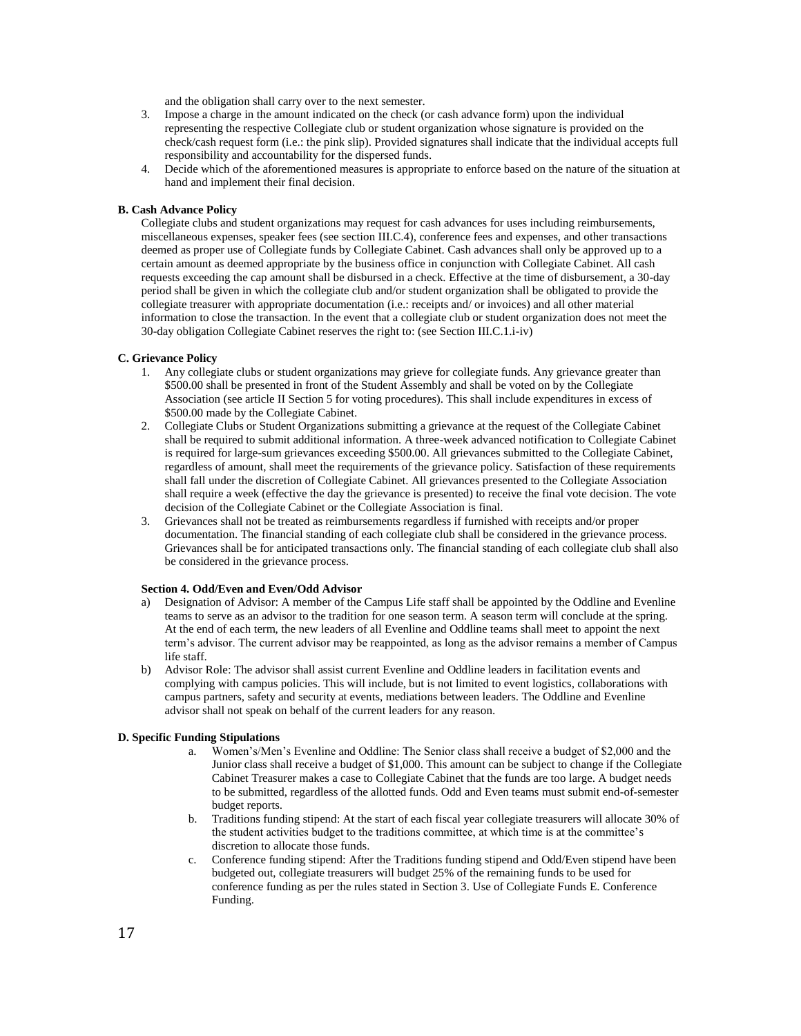and the obligation shall carry over to the next semester.

3. Impose a charge in the amount indicated on the check (or cash advance form) upon the individual representing the respective Collegiate club or student organization whose signature is provided on the check/cash request form (i.e.: the pink slip). Provided signatures shall indicate that the individual accepts full responsibility and accountability for the dispersed funds.
4. Decide which of the aforementioned measures is appropriate to enforce based on the nature of the situation at hand and implement their final decision.

**B. Cash Advance Policy**

Collegiate clubs and student organizations may request for cash advances for uses including reimbursements, miscellaneous expenses, speaker fees (see section III.C.4), conference fees and expenses, and other transactions deemed as proper use of Collegiate funds by Collegiate Cabinet. Cash advances shall only be approved up to a certain amount as deemed appropriate by the business office in conjunction with Collegiate Cabinet. All cash requests exceeding the cap amount shall be disbursed in a check. Effective at the time of disbursement, a 30-day period shall be given in which the collegiate club and/or student organization shall be obligated to provide the collegiate treasurer with appropriate documentation (i.e.: receipts and/ or invoices) and all other material information to close the transaction. In the event that a collegiate club or student organization does not meet the 30-day obligation Collegiate Cabinet reserves the right to: (see Section III.C.1.i-iv)

**C. Grievance Policy**

1. Any collegiate clubs or student organizations may grieve for collegiate funds. Any grievance greater than $500.00 shall be presented in front of the Student Assembly and shall be voted on by the Collegiate Association (see article II Section 5 for voting procedures). This shall include expenditures in excess of $500.00 made by the Collegiate Cabinet.
2. Collegiate Clubs or Student Organizations submitting a grievance at the request of the Collegiate Cabinet shall be required to submit additional information. A three-week advanced notification to Collegiate Cabinet is required for large-sum grievances exceeding $500.00. All grievances submitted to the Collegiate Cabinet, regardless of amount, shall meet the requirements of the grievance policy. Satisfaction of these requirements shall fall under the discretion of Collegiate Cabinet. All grievances presented to the Collegiate Association shall require a week (effective the day the grievance is presented) to receive the final vote decision. The vote decision of the Collegiate Cabinet or the Collegiate Association is final.
3. Grievances shall not be treated as reimbursements regardless if furnished with receipts and/or proper documentation. The financial standing of each collegiate club shall be considered in the grievance process. Grievances shall be for anticipated transactions only. The financial standing of each collegiate club shall also be considered in the grievance process.

**Section 4. Odd/Even and Even/Odd Advisor**

a) Designation of Advisor: A member of the Campus Life staff shall be appointed by the Oddline and Evenline teams to serve as an advisor to the tradition for one season term. A season term will conclude at the spring. At the end of each term, the new leaders of all Evenline and Oddline teams shall meet to appoint the next term's advisor. The current advisor may be reappointed, as long as the advisor remains a member of Campus life staff.

b) Advisor Role: The advisor shall assist current Evenline and Oddline leaders in facilitation events and complying with campus policies. This will include, but is not limited to event logistics, collaborations with campus partners, safety and security at events, mediations between leaders. The Oddline and Evenline advisor shall not speak on behalf of the current leaders for any reason.

**D. Specific Funding Stipulations**

a. Women's/Men's Evenline and Oddline: The Senior class shall receive a budget of $2,000 and the Junior class shall receive a budget of $1,000. This amount can be subject to change if the Collegiate Cabinet Treasurer makes a case to Collegiate Cabinet that the funds are too large. A budget needs to be submitted, regardless of the allotted funds. Odd and Even teams must submit end-of-semester budget reports.

b. Traditions funding stipend: At the start of each fiscal year collegiate treasurers will allocate 30% of the student activities budget to the traditions committee, at which time is at the committee's discretion to allocate those funds.

c. Conference funding stipend: After the Traditions funding stipend and Odd/Even stipend have been budgeted out, collegiate treasurers will budget 25% of the remaining funds to be used for conference funding as per the rules stated in Section 3. Use of Collegiate Funds E. Conference Funding.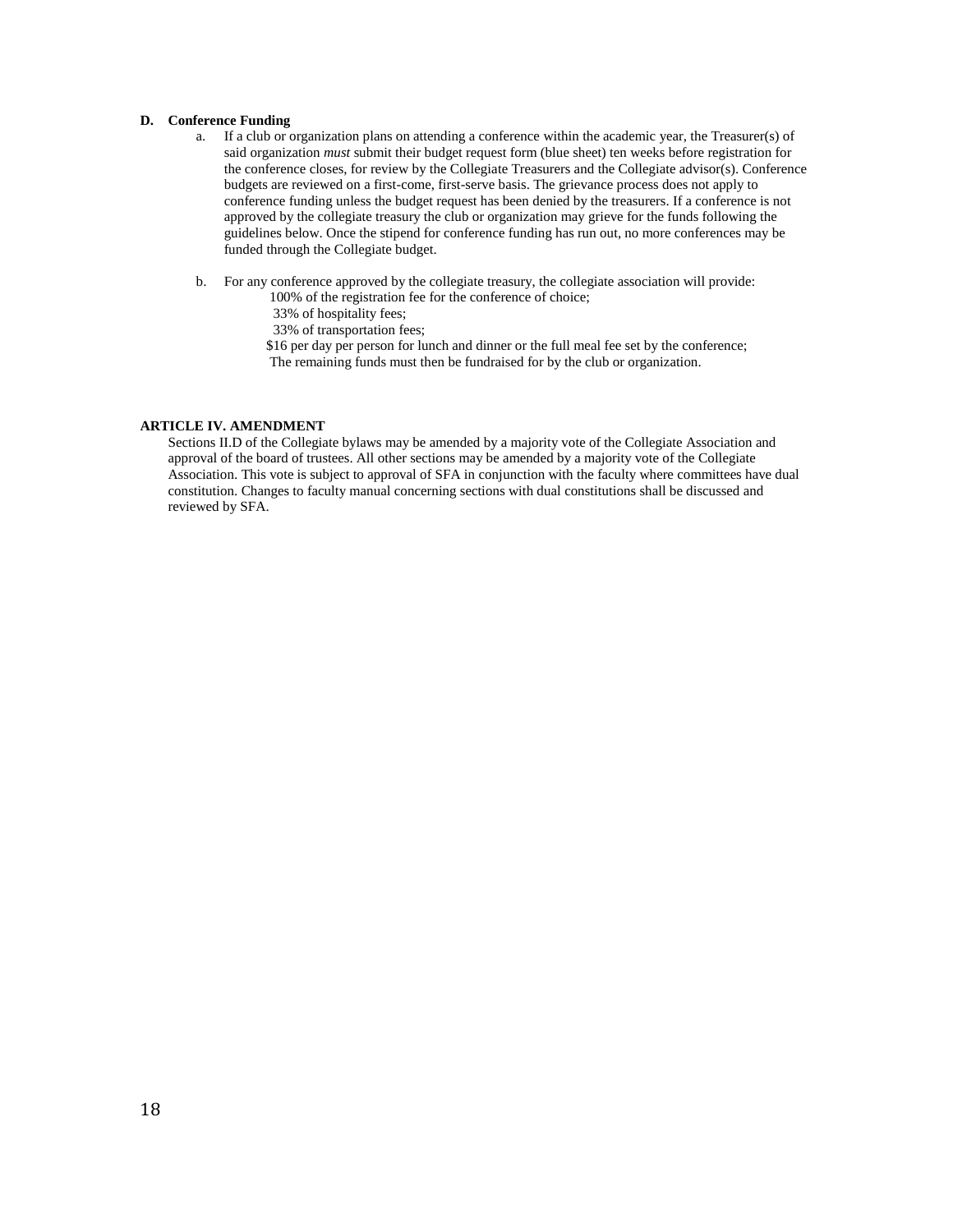### D. Conference Funding

a. If a club or organization plans on attending a conference within the academic year, the Treasurer(s) of said organization *must* submit their budget request form (blue sheet) ten weeks before registration for the conference closes, for review by the Collegiate Treasurers and the Collegiate advisor(s). Conference budgets are reviewed on a first-come, first-serve basis. The grievance process does not apply to conference funding unless the budget request has been denied by the treasurers. If a conference is not approved by the collegiate treasury the club or organization may grieve for the funds following the guidelines below. Once the stipend for conference funding has run out, no more conferences may be funded through the Collegiate budget.

b. For any conference approved by the collegiate treasury, the collegiate association will provide:

100% of the registration fee for the conference of choice;
33% of hospitality fees;
33% of transportation fees;
$16 per day per person for lunch and dinner or the full meal fee set by the conference;
The remaining funds must then be fundraised for by the club or organization.

## ARTICLE IV. AMENDMENT

Sections II.D of the Collegiate bylaws may be amended by a majority vote of the Collegiate Association and approval of the board of trustees. All other sections may be amended by a majority vote of the Collegiate Association. This vote is subject to approval of SFA in conjunction with the faculty where committees have dual constitution. Changes to faculty manual concerning sections with dual constitutions shall be discussed and reviewed by SFA.